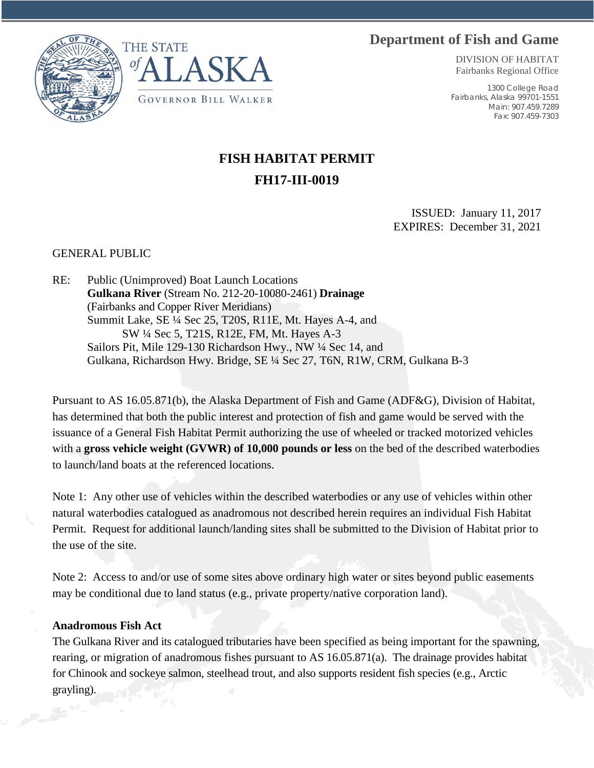THE STATE of ALASKA

GOVERNOR BILL WALKER

**Department of Fish and Game**

DIVISION OF HABITAT
Fairbanks Regional Office

1300 College Road
Fairbanks, Alaska 99701-1551
Main: 907.459.7289
Fax: 907.459-7303

# FISH HABITAT PERMIT
# FH17-III-0019

ISSUED: January 11, 2017
EXPIRES: December 31, 2021

GENERAL PUBLIC

RE: Public (Unimproved) Boat Launch Locations
**Gulkana River** (Stream No. 212-20-10080-2461) **Drainage**
(Fairbanks and Copper River Meridians)
Summit Lake, SE ¼ Sec 25, T20S, R11E, Mt. Hayes A-4, and
SW ¼ Sec 5, T21S, R12E, FM, Mt. Hayes A-3
Sailors Pit, Mile 129-130 Richardson Hwy., NW ¼ Sec 14, and
Gulkana, Richardson Hwy. Bridge, SE ¼ Sec 27, T6N, R1W, CRM, Gulkana B-3

Pursuant to AS 16.05.871(b), the Alaska Department of Fish and Game (ADF&G), Division of Habitat, has determined that both the public interest and protection of fish and game would be served with the issuance of a General Fish Habitat Permit authorizing the use of wheeled or tracked motorized vehicles with a **gross vehicle weight (GVWR) of 10,000 pounds or less** on the bed of the described waterbodies to launch/land boats at the referenced locations.

Note 1: Any other use of vehicles within the described waterbodies or any use of vehicles within other natural waterbodies catalogued as anadromous not described herein requires an individual Fish Habitat Permit. Request for additional launch/landing sites shall be submitted to the Division of Habitat prior to the use of the site.

Note 2: Access to and/or use of some sites above ordinary high water or sites beyond public easements may be conditional due to land status (e.g., private property/native corporation land).

**Anadromous Fish Act**

The Gulkana River and its catalogued tributaries have been specified as being important for the spawning, rearing, or migration of anadromous fishes pursuant to AS 16.05.871(a). The drainage provides habitat for Chinook and sockeye salmon, steelhead trout, and also supports resident fish species (e.g., Arctic grayling).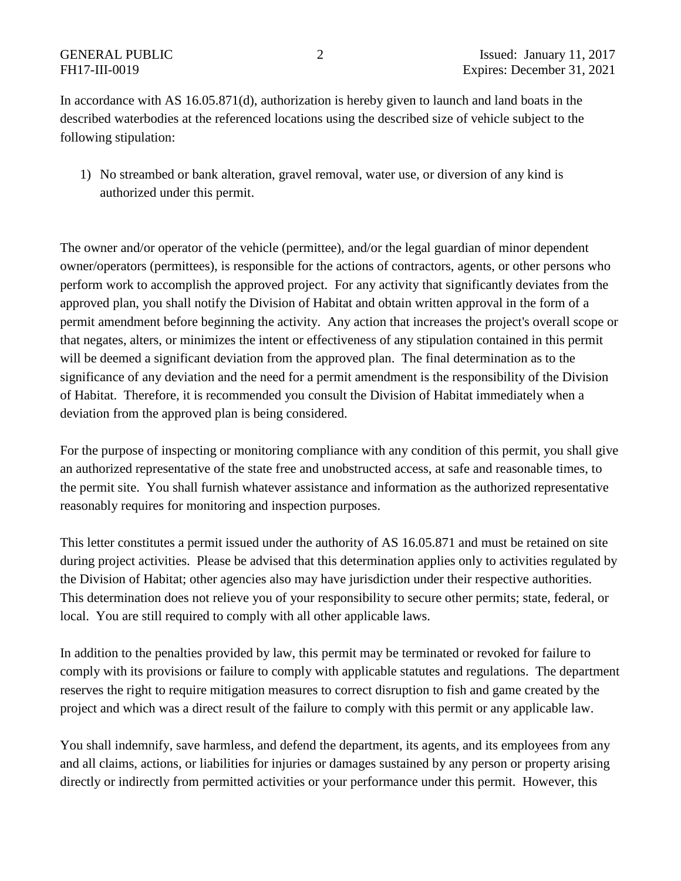In accordance with AS 16.05.871(d), authorization is hereby given to launch and land boats in the described waterbodies at the referenced locations using the described size of vehicle subject to the following stipulation:

1) No streambed or bank alteration, gravel removal, water use, or diversion of any kind is authorized under this permit.

The owner and/or operator of the vehicle (permittee), and/or the legal guardian of minor dependent owner/operators (permittees), is responsible for the actions of contractors, agents, or other persons who perform work to accomplish the approved project. For any activity that significantly deviates from the approved plan, you shall notify the Division of Habitat and obtain written approval in the form of a permit amendment before beginning the activity. Any action that increases the project's overall scope or that negates, alters, or minimizes the intent or effectiveness of any stipulation contained in this permit will be deemed a significant deviation from the approved plan. The final determination as to the significance of any deviation and the need for a permit amendment is the responsibility of the Division of Habitat. Therefore, it is recommended you consult the Division of Habitat immediately when a deviation from the approved plan is being considered.

For the purpose of inspecting or monitoring compliance with any condition of this permit, you shall give an authorized representative of the state free and unobstructed access, at safe and reasonable times, to the permit site. You shall furnish whatever assistance and information as the authorized representative reasonably requires for monitoring and inspection purposes.

This letter constitutes a permit issued under the authority of AS 16.05.871 and must be retained on site during project activities. Please be advised that this determination applies only to activities regulated by the Division of Habitat; other agencies also may have jurisdiction under their respective authorities. This determination does not relieve you of your responsibility to secure other permits; state, federal, or local. You are still required to comply with all other applicable laws.

In addition to the penalties provided by law, this permit may be terminated or revoked for failure to comply with its provisions or failure to comply with applicable statutes and regulations. The department reserves the right to require mitigation measures to correct disruption to fish and game created by the project and which was a direct result of the failure to comply with this permit or any applicable law.

You shall indemnify, save harmless, and defend the department, its agents, and its employees from any and all claims, actions, or liabilities for injuries or damages sustained by any person or property arising directly or indirectly from permitted activities or your performance under this permit. However, this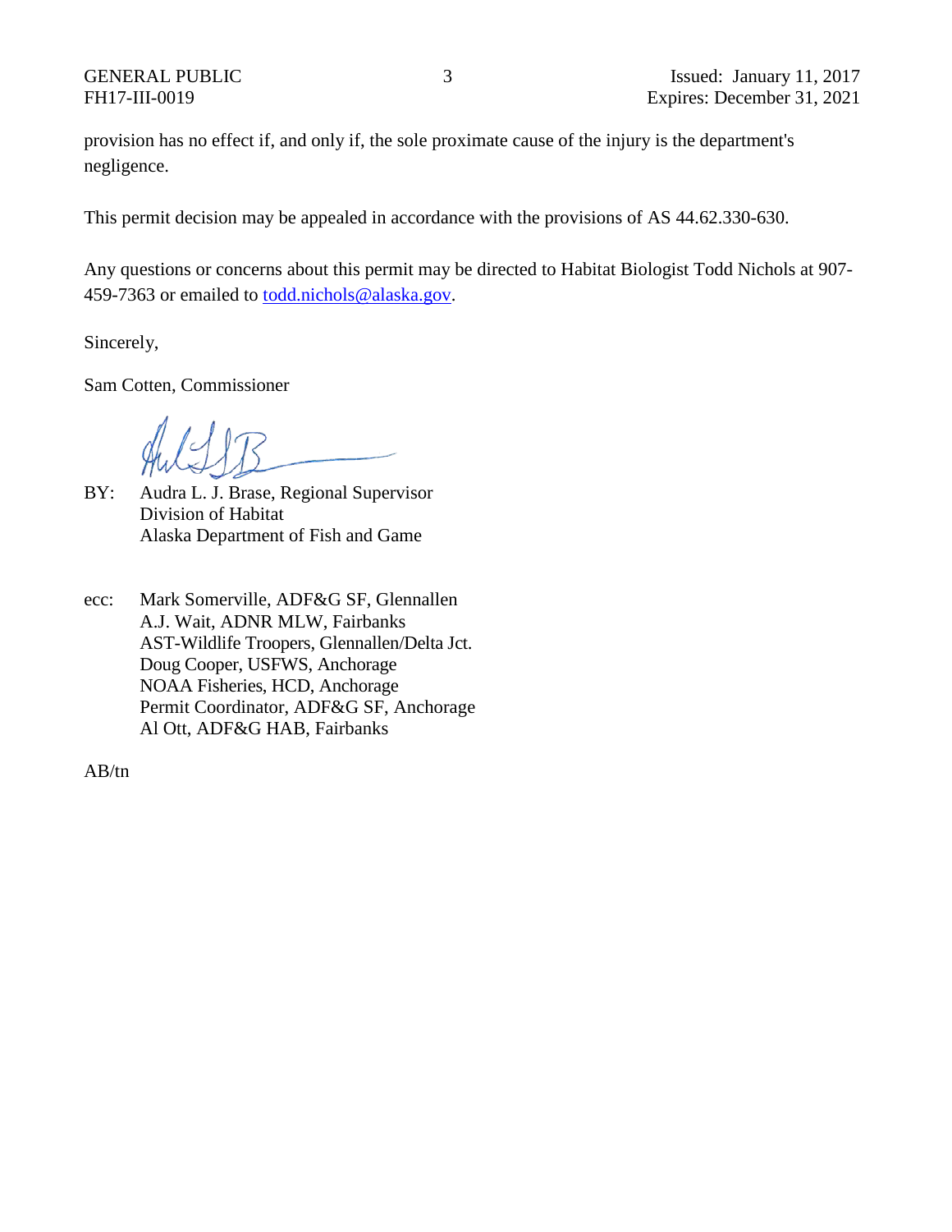provision has no effect if, and only if, the sole proximate cause of the injury is the department's negligence.

This permit decision may be appealed in accordance with the provisions of AS 44.62.330-630.

Any questions or concerns about this permit may be directed to Habitat Biologist Todd Nichols at 907-459-7363 or emailed to todd.nichols@alaska.gov.

Sincerely,

Sam Cotten, Commissioner

BY: Audra L. J. Brase, Regional Supervisor
Division of Habitat
Alaska Department of Fish and Game

ecc: Mark Somerville, ADF&G SF, Glennallen
A.J. Wait, ADNR MLW, Fairbanks
AST-Wildlife Troopers, Glennallen/Delta Jct.
Doug Cooper, USFWS, Anchorage
NOAA Fisheries, HCD, Anchorage
Permit Coordinator, ADF&G SF, Anchorage
Al Ott, ADF&G HAB, Fairbanks

AB/tn